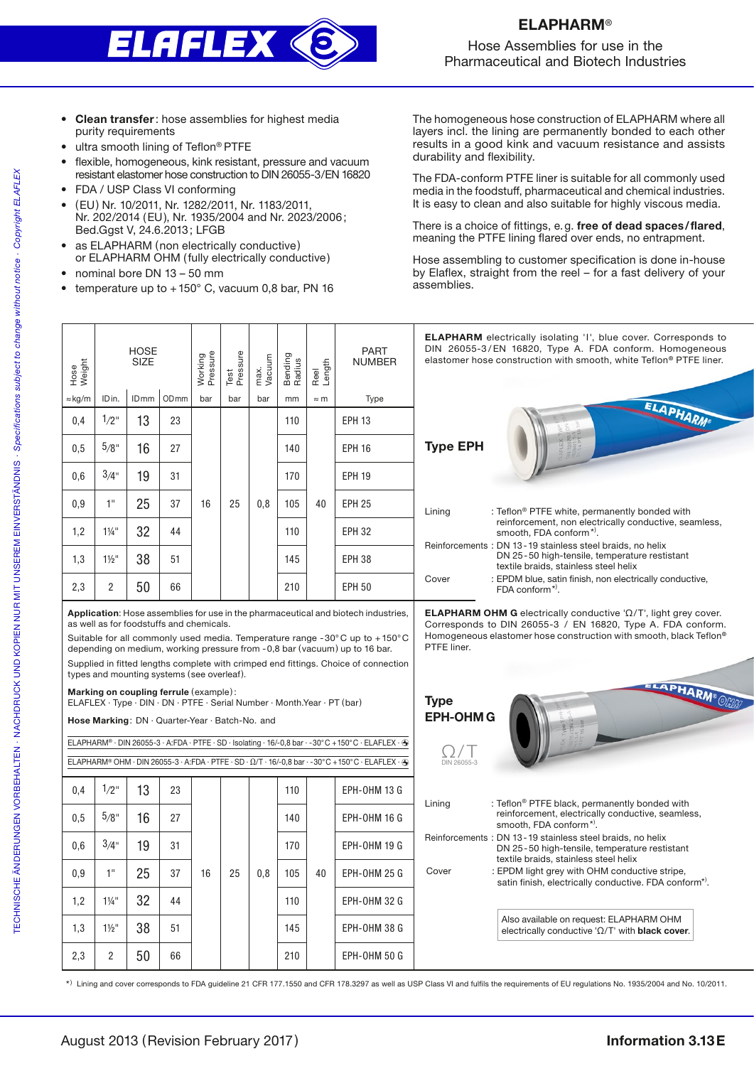# ELAPHARM®

Hose Assemblies for use in the Pharmaceutical and Biotech Industries

- **Clean transfer**: hose assemblies for highest media purity requirements
- ultra smooth lining of Teflon® PTFE
- flexible, homogeneous, kink resistant, pressure and vacuum resistant elastomer hose construction to DIN 26055-3/EN 16820
- FDA / USP Class VI conforming
- (EU) Nr. 10/2011, Nr. 1282/2011, Nr. 1183/2011, Nr. 202/2014 (EU), Nr. 1935/2004 and Nr. 2023/2006; Bed.Ggst V, 24.6.2013; LFGB
- as ELAPHARM (non electrically conductive) or ELAPHARM OHM (fully electrically conductive)
- nominal bore DN 13 – 50 mm
- temperature up to +150° C, vacuum 0,8 bar, PN 16

The homogeneous hose construction of ELAPHARM where all layers incl. the lining are permanently bonded to each other results in a good kink and vacuum resistance and assists durability and flexibility.

The FDA-conform PTFE liner is suitable for all commonly used media in the foodstuff, pharmaceutical and chemical industries. It is easy to clean and also suitable for highly viscous media.

There is a choice of fittings, e.g. **free of dead spaces/flared**, meaning the PTFE lining flared over ends, no entrapment.

Hose assembling to customer specification is done in-house by Elaflex, straight from the reel – for a fast delivery of your assemblies.

## Type EPH

**ELAPHARM** electrically isolating 'I', blue cover. Corresponds to DIN 26055-3/EN 16820, Type A. FDA conform. Homogeneous elastomer hose construction with smooth, white Teflon® PTFE liner.

| Hose Weight | HOSE SIZE | | | Working Pressure | Test Pressure | max. Vacuum | Bending Radius | Reel Length | PART NUMBER |
|---|---|---|---|---|---|---|---|---|---|
| ≈kg/m | ID in. | ID mm | OD mm | bar | bar | bar | mm | ≈ m | Type |
| 0,4 | 1/2" | 13 | 23 | 16 | 25 | 0,8 | 110 | 40 | EPH 13 |
| 0,5 | 5/8" | 16 | 27 | 16 | 25 | 0,8 | 140 | 40 | EPH 16 |
| 0,6 | 3/4" | 19 | 31 | 16 | 25 | 0,8 | 170 | 40 | EPH 19 |
| 0,9 | 1" | 25 | 37 | 16 | 25 | 0,8 | 105 | 40 | EPH 25 |
| 1,2 | 1¼" | 32 | 44 | 16 | 25 | 0,8 | 110 | 40 | EPH 32 |
| 1,3 | 1½" | 38 | 51 | 16 | 25 | 0,8 | 145 | 40 | EPH 38 |
| 2,3 | 2 | 50 | 66 | 16 | 25 | 0,8 | 210 | 40 | EPH 50 |

Lining : Teflon® PTFE white, permanently bonded with reinforcement, non electrically conductive, seamless, smooth, FDA conform*).

Reinforcements : DN 13-19 stainless steel braids, no helix; DN 25-50 high-tensile, temperature restistant textile braids, stainless steel helix

Cover : EPDM blue, satin finish, non electrically conductive, FDA conform*).

**Application**: Hose assemblies for use in the pharmaceutical and biotech industries, as well as for foodstuffs and chemicals.

Suitable for all commonly used media. Temperature range -30° C up to +150° C depending on medium, working pressure from -0,8 bar (vacuum) up to 16 bar.

Supplied in fitted lengths complete with crimped end fittings. Choice of connection types and mounting systems (see overleaf).

**Marking on coupling ferrule** (example): ELAFLEX · Type · DIN · DN · PTFE · Serial Number · Month.Year · PT (bar)

**Hose Marking**: DN · Quarter-Year · Batch-No. and

ELAPHARM® · DIN 26055-3 · A:FDA · PTFE · SD · Isolating · 16/-0,8 bar · -30° C +150° C · ELAFLEX

ELAPHARM® OHM · DIN 26055-3 · A:FDA · PTFE · SD · Ω/T · 16/-0,8 bar · -30° C +150° C · ELAFLEX

## Type EPH-OHM G

**ELAPHARM OHM G** electrically conductive 'Ω/T', light grey cover. Corresponds to DIN 26055-3 / EN 16820, Type A. FDA conform. Homogeneous elastomer hose construction with smooth, black Teflon® PTFE liner.

Ω/T DIN 26055-3

| Hose Weight | HOSE SIZE | | | Working Pressure | Test Pressure | max. Vacuum | Bending Radius | Reel Length | PART NUMBER |
|---|---|---|---|---|---|---|---|---|---|
| ≈kg/m | ID in. | ID mm | OD mm | bar | bar | bar | mm | ≈ m | Type |
| 0,4 | 1/2" | 13 | 23 | 16 | 25 | 0,8 | 110 | 40 | EPH-OHM 13 G |
| 0,5 | 5/8" | 16 | 27 | 16 | 25 | 0,8 | 140 | 40 | EPH-OHM 16 G |
| 0,6 | 3/4" | 19 | 31 | 16 | 25 | 0,8 | 170 | 40 | EPH-OHM 19 G |
| 0,9 | 1" | 25 | 37 | 16 | 25 | 0,8 | 105 | 40 | EPH-OHM 25 G |
| 1,2 | 1¼" | 32 | 44 | 16 | 25 | 0,8 | 110 | 40 | EPH-OHM 32 G |
| 1,3 | 1½" | 38 | 51 | 16 | 25 | 0,8 | 145 | 40 | EPH-OHM 38 G |
| 2,3 | 2 | 50 | 66 | 16 | 25 | 0,8 | 210 | 40 | EPH-OHM 50 G |

Lining : Teflon® PTFE black, permanently bonded with reinforcement, electrically conductive, seamless, smooth, FDA conform*).

Reinforcements : DN 13-19 stainless steel braids, no helix; DN 25-50 high-tensile, temperature restistant textile braids, stainless steel helix

Cover : EPDM light grey with OHM conductive stripe, satin finish, electrically conductive. FDA conform*).

Also available on request: ELAPHARM OHM electrically conductive 'Ω/T' with **black cover**.

*) Lining and cover corresponds to FDA guideline 21 CFR 177.1550 and CFR 178.3297 as well as USP Class VI and fulfils the requirements of EU regulations No. 1935/2004 and No. 10/2011.

TECHNISCHE ÄNDERUNGEN VORBEHALTEN · NACHDRUCK UND KOPIEN NUR MIT UNSEREM EINVERSTÄNDNIS · Specifications subject to change without notice · Copyright ELAFLEX

August 2013 (Revision February 2017) — Information 3.13 E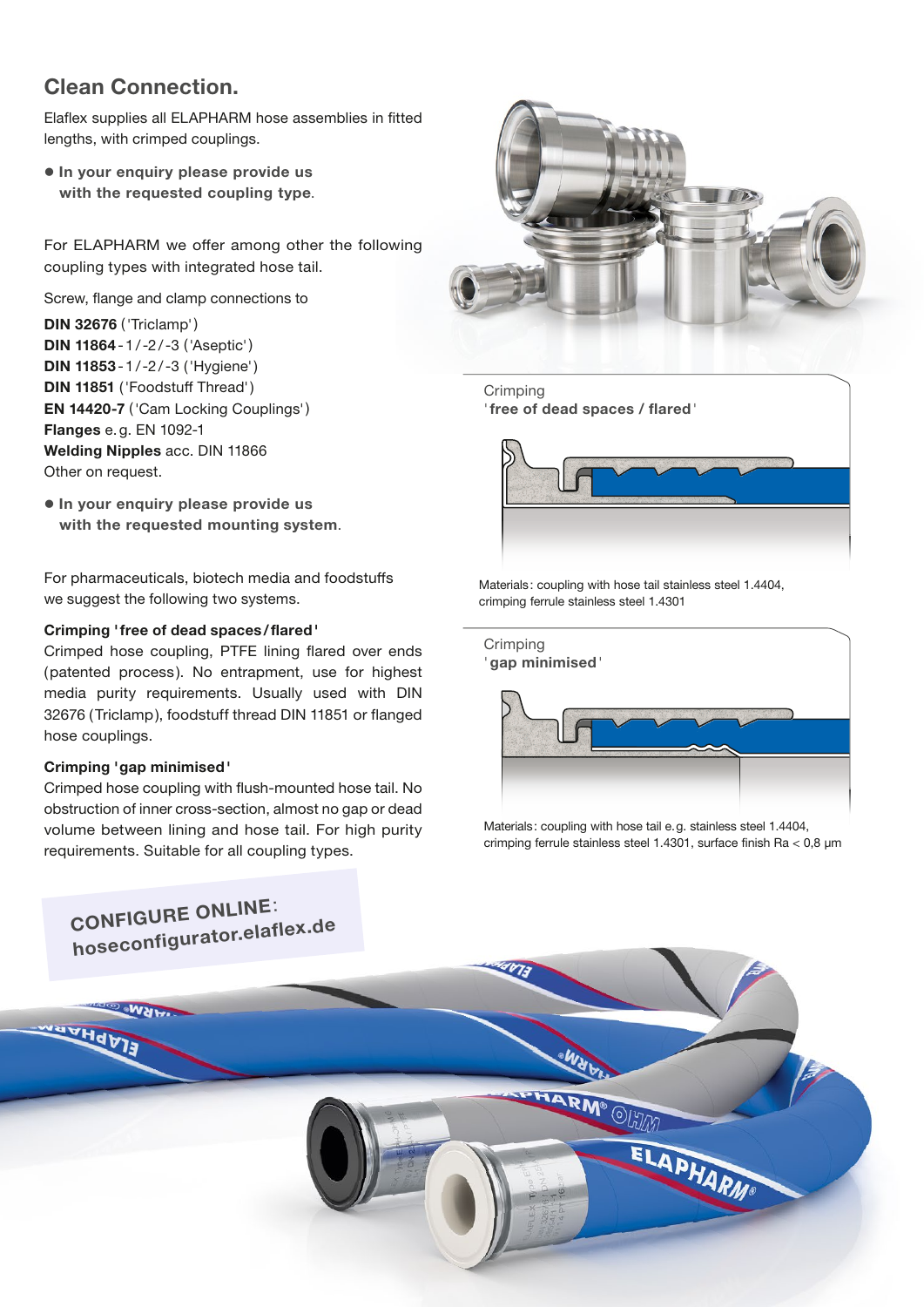## Clean Connection.

Elaflex supplies all ELAPHARM hose assemblies in fitted lengths, with crimped couplings.

- **In your enquiry please provide us with the requested coupling type.**

For ELAPHARM we offer among other the following coupling types with integrated hose tail.

Screw, flange and clamp connections to

**DIN 32676** ('Triclamp')
**DIN 11864** - 1 / -2 / -3 ('Aseptic')
**DIN 11853** - 1 / -2 / -3 ('Hygiene')
**DIN 11851** ('Foodstuff Thread')
**EN 14420-7** ('Cam Locking Couplings')
**Flanges** e. g. EN 1092-1
**Welding Nipples** acc. DIN 11866
Other on request.

- **In your enquiry please provide us with the requested mounting system.**

For pharmaceuticals, biotech media and foodstuffs we suggest the following two systems.

**Crimping 'free of dead spaces / flared'**
Crimped hose coupling, PTFE lining flared over ends (patented process). No entrapment, use for highest media purity requirements. Usually used with DIN 32676 (Triclamp), foodstuff thread DIN 11851 or flanged hose couplings.

**Crimping 'gap minimised'**
Crimped hose coupling with flush-mounted hose tail. No obstruction of inner cross-section, almost no gap or dead volume between lining and hose tail. For high purity requirements. Suitable for all coupling types.

Crimping
**'free of dead spaces / flared'**

Materials: coupling with hose tail stainless steel 1.4404, crimping ferrule stainless steel 1.4301

Crimping
**'gap minimised'**

Materials: coupling with hose tail e. g. stainless steel 1.4404, crimping ferrule stainless steel 1.4301, surface finish Ra < 0,8 µm

**CONFIGURE ONLINE:**
**hoseconfigurator.elaflex.de**